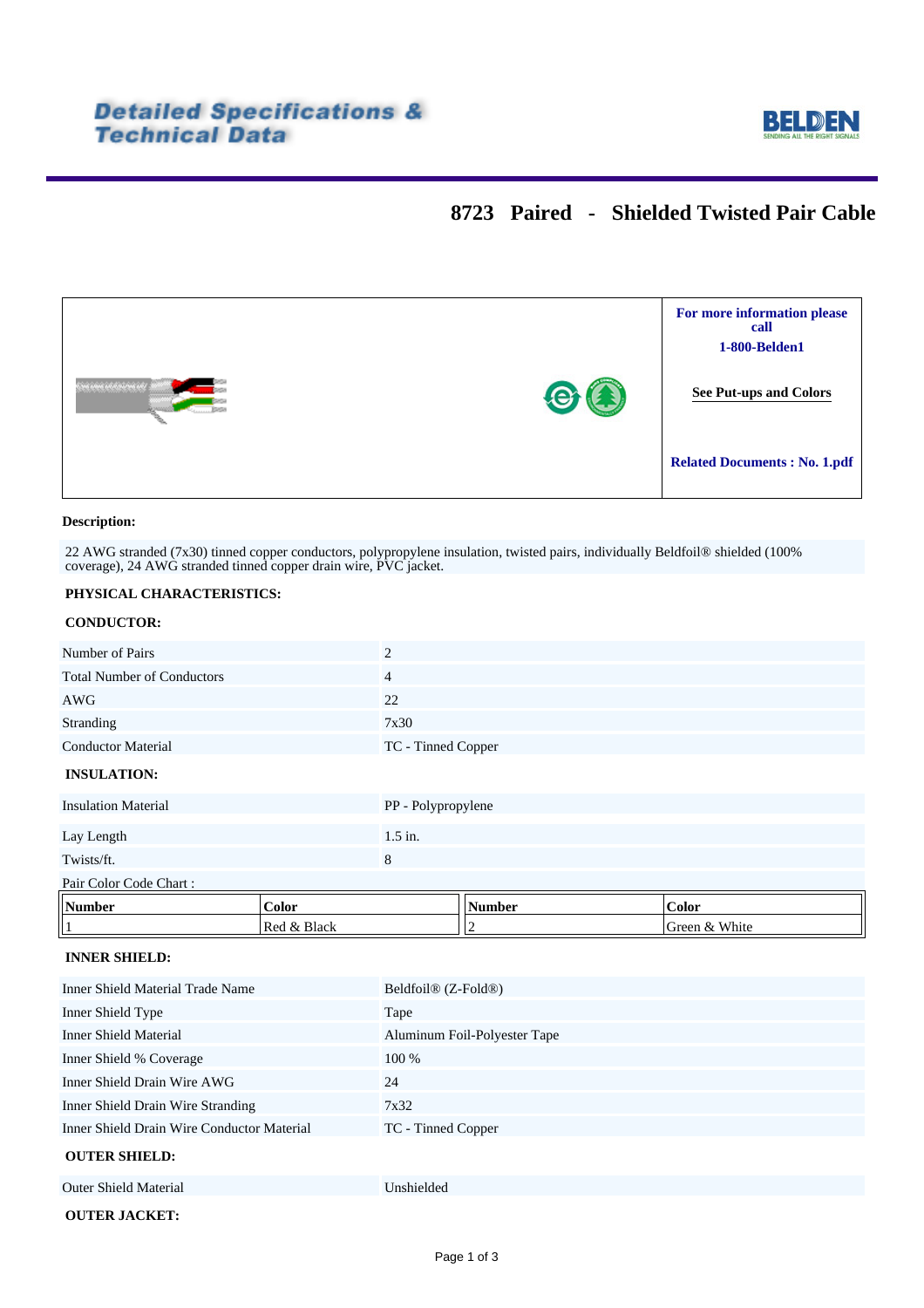# Detailed Specifications & Technical Data

BELDEN

## 8723 Paired - Shielded Twisted Pair Cable

For more information please call

1-800-Belden1

See Put-ups and Colors

Related Documents : No. 1.pdf

**Description:**

22 AWG stranded (7x30) tinned copper conductors, polypropylene insulation, twisted pairs, individually Beldfoil® shielded (100% coverage), 24 AWG stranded tinned copper drain wire, PVC jacket.

**PHYSICAL CHARACTERISTICS:**

**CONDUCTOR:**

| | |
|---|---|
| Number of Pairs | 2 |
| Total Number of Conductors | 4 |
| AWG | 22 |
| Stranding | 7x30 |
| Conductor Material | TC - Tinned Copper |

**INSULATION:**

| | |
|---|---|
| Insulation Material | PP - Polypropylene |
| Lay Length | 1.5 in. |
| Twists/ft. | 8 |

Pair Color Code Chart :

| Number | Color | Number | Color |
|---|---|---|---|
| 1 | Red & Black | 2 | Green & White |

**INNER SHIELD:**

| | |
|---|---|
| Inner Shield Material Trade Name | Beldfoil® (Z-Fold®) |
| Inner Shield Type | Tape |
| Inner Shield Material | Aluminum Foil-Polyester Tape |
| Inner Shield % Coverage | 100 % |
| Inner Shield Drain Wire AWG | 24 |
| Inner Shield Drain Wire Stranding | 7x32 |
| Inner Shield Drain Wire Conductor Material | TC - Tinned Copper |

**OUTER SHIELD:**

| | |
|---|---|
| Outer Shield Material | Unshielded |

**OUTER JACKET:**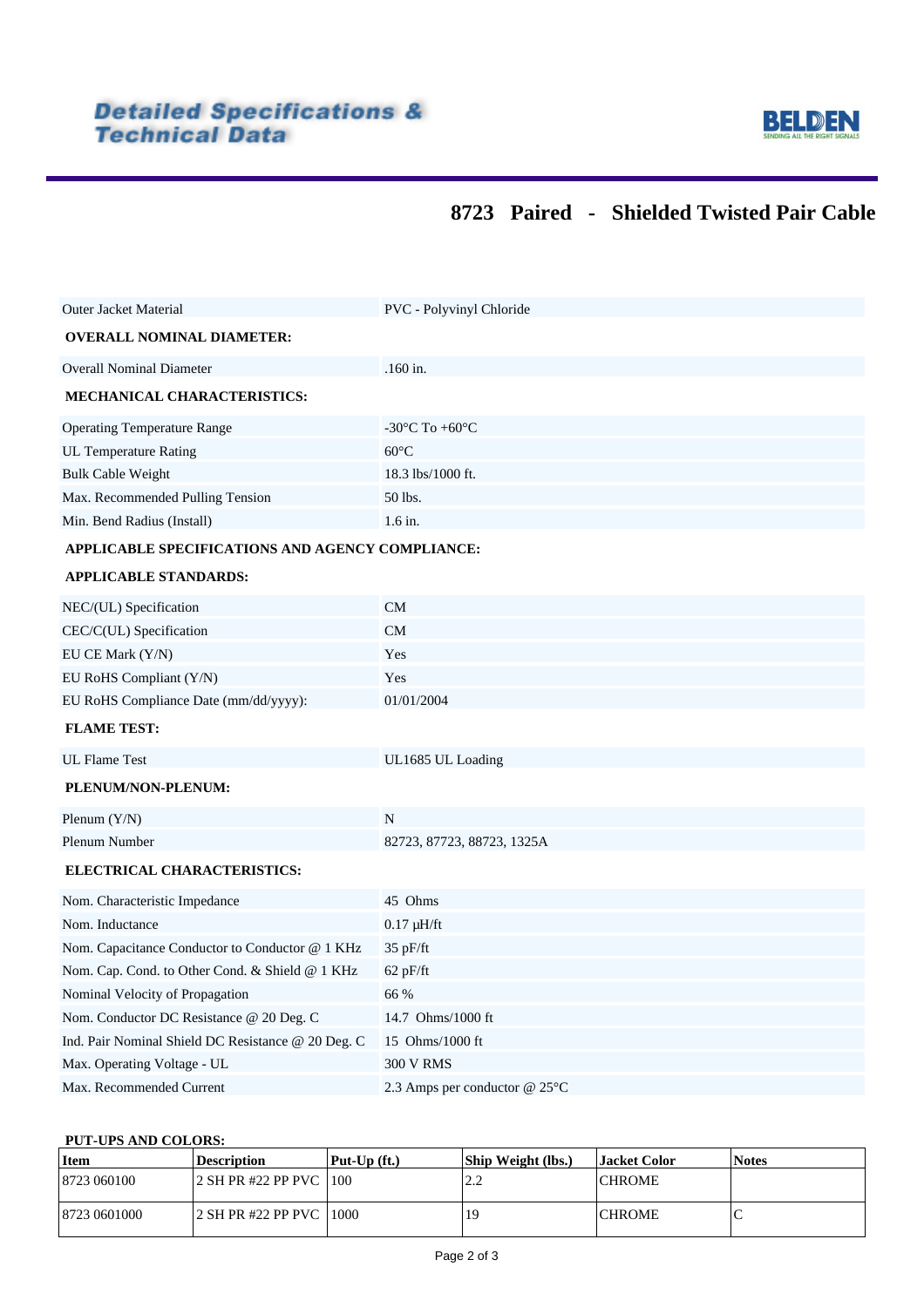# Detailed Specifications & Technical Data

BELDEN
SENDING ALL THE RIGHT SIGNALS

## 8723 Paired - Shielded Twisted Pair Cable

| | |
|---|---|
| Outer Jacket Material | PVC - Polyvinyl Chloride |

**OVERALL NOMINAL DIAMETER:**

| | |
|---|---|
| Overall Nominal Diameter | .160 in. |

**MECHANICAL CHARACTERISTICS:**

| | |
|---|---|
| Operating Temperature Range | -30°C To +60°C |
| UL Temperature Rating | 60°C |
| Bulk Cable Weight | 18.3 lbs/1000 ft. |
| Max. Recommended Pulling Tension | 50 lbs. |
| Min. Bend Radius (Install) | 1.6 in. |

**APPLICABLE SPECIFICATIONS AND AGENCY COMPLIANCE:**

**APPLICABLE STANDARDS:**

| | |
|---|---|
| NEC/(UL) Specification | CM |
| CEC/C(UL) Specification | CM |
| EU CE Mark (Y/N) | Yes |
| EU RoHS Compliant (Y/N) | Yes |
| EU RoHS Compliance Date (mm/dd/yyyy): | 01/01/2004 |

**FLAME TEST:**

| | |
|---|---|
| UL Flame Test | UL1685 UL Loading |

**PLENUM/NON-PLENUM:**

| | |
|---|---|
| Plenum (Y/N) | N |
| Plenum Number | 82723, 87723, 88723, 1325A |

**ELECTRICAL CHARACTERISTICS:**

| | |
|---|---|
| Nom. Characteristic Impedance | 45 Ohms |
| Nom. Inductance | 0.17 µH/ft |
| Nom. Capacitance Conductor to Conductor @ 1 KHz | 35 pF/ft |
| Nom. Cap. Cond. to Other Cond. & Shield @ 1 KHz | 62 pF/ft |
| Nominal Velocity of Propagation | 66 % |
| Nom. Conductor DC Resistance @ 20 Deg. C | 14.7 Ohms/1000 ft |
| Ind. Pair Nominal Shield DC Resistance @ 20 Deg. C | 15 Ohms/1000 ft |
| Max. Operating Voltage - UL | 300 V RMS |
| Max. Recommended Current | 2.3 Amps per conductor @ 25°C |

**PUT-UPS AND COLORS:**

| Item | Description | Put-Up (ft.) | Ship Weight (lbs.) | Jacket Color | Notes |
|---|---|---|---|---|---|
| 8723 060100 | 2 SH PR #22 PP PVC | 100 | 2.2 | CHROME | |
| 8723 0601000 | 2 SH PR #22 PP PVC | 1000 | 19 | CHROME | C |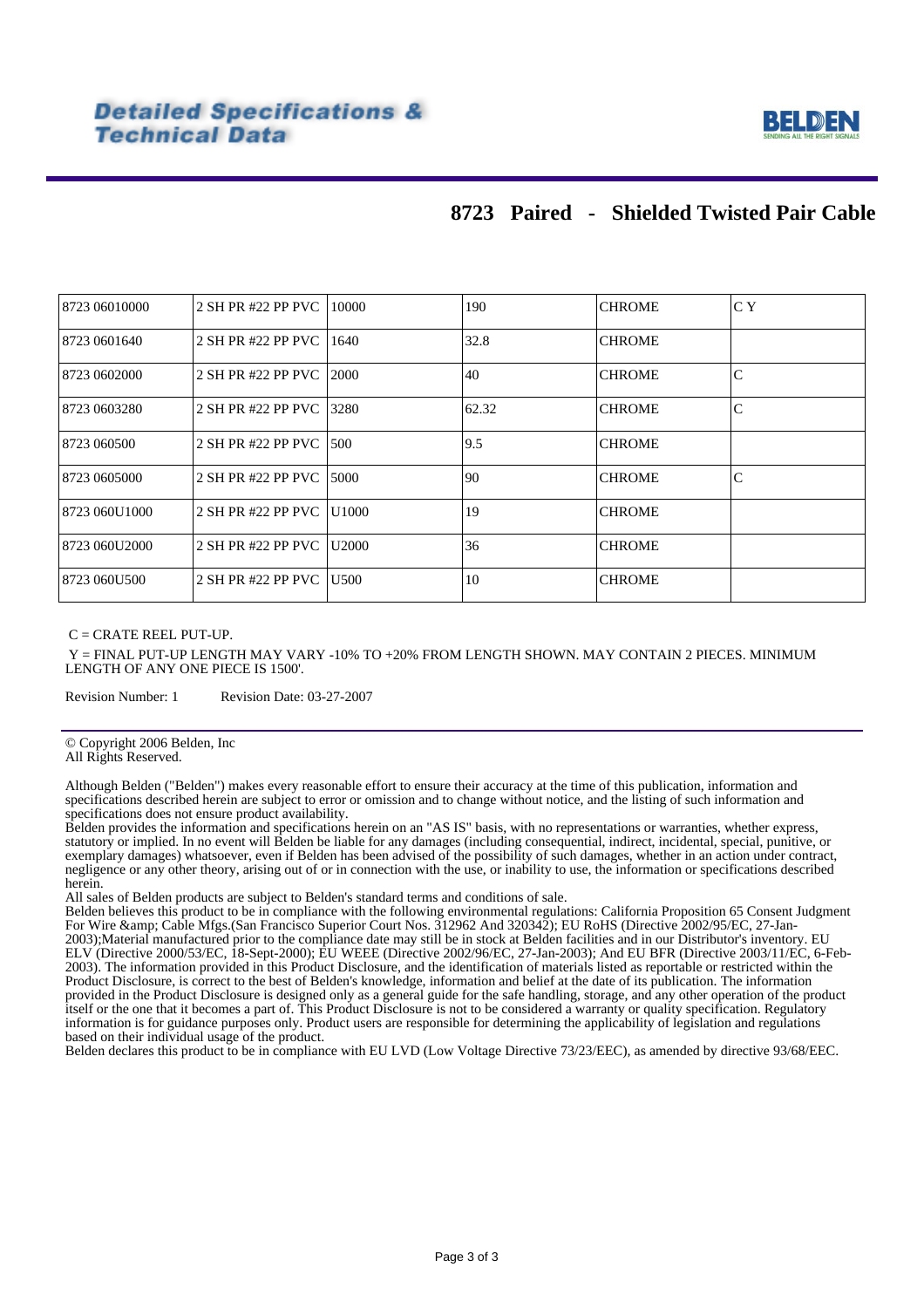# 8723 Paired - Shielded Twisted Pair Cable

| | | | | | |
|---|---|---|---|---|---|
| 8723 06010000 | 2 SH PR #22 PP PVC | 10000 | 190 | CHROME | C Y |
| 8723 0601640 | 2 SH PR #22 PP PVC | 1640 | 32.8 | CHROME | |
| 8723 0602000 | 2 SH PR #22 PP PVC | 2000 | 40 | CHROME | C |
| 8723 0603280 | 2 SH PR #22 PP PVC | 3280 | 62.32 | CHROME | C |
| 8723 060500 | 2 SH PR #22 PP PVC | 500 | 9.5 | CHROME | |
| 8723 0605000 | 2 SH PR #22 PP PVC | 5000 | 90 | CHROME | C |
| 8723 060U1000 | 2 SH PR #22 PP PVC | U1000 | 19 | CHROME | |
| 8723 060U2000 | 2 SH PR #22 PP PVC | U2000 | 36 | CHROME | |
| 8723 060U500 | 2 SH PR #22 PP PVC | U500 | 10 | CHROME | |

C = CRATE REEL PUT-UP.

Y = FINAL PUT-UP LENGTH MAY VARY -10% TO +20% FROM LENGTH SHOWN. MAY CONTAIN 2 PIECES. MINIMUM LENGTH OF ANY ONE PIECE IS 1500'.

Revision Number: 1 Revision Date: 03-27-2007

© Copyright 2006 Belden, Inc
All Rights Reserved.

Although Belden ("Belden") makes every reasonable effort to ensure their accuracy at the time of this publication, information and specifications described herein are subject to error or omission and to change without notice, and the listing of such information and specifications does not ensure product availability.
Belden provides the information and specifications herein on an "AS IS" basis, with no representations or warranties, whether express, statutory or implied. In no event will Belden be liable for any damages (including consequential, indirect, incidental, special, punitive, or exemplary damages) whatsoever, even if Belden has been advised of the possibility of such damages, whether in an action under contract, negligence or any other theory, arising out of or in connection with the use, or inability to use, the information or specifications described herein.
All sales of Belden products are subject to Belden's standard terms and conditions of sale.
Belden believes this product to be in compliance with the following environmental regulations: California Proposition 65 Consent Judgment For Wire &amp; Cable Mfgs.(San Francisco Superior Court Nos. 312962 And 320342); EU RoHS (Directive 2002/95/EC, 27-Jan-2003);Material manufactured prior to the compliance date may still be in stock at Belden facilities and in our Distributor's inventory. EU ELV (Directive 2000/53/EC, 18-Sept-2000); EU WEEE (Directive 2002/96/EC, 27-Jan-2003); And EU BFR (Directive 2003/11/EC, 6-Feb-2003). The information provided in this Product Disclosure, and the identification of materials listed as reportable or restricted within the Product Disclosure, is correct to the best of Belden's knowledge, information and belief at the date of its publication. The information provided in the Product Disclosure is designed only as a general guide for the safe handling, storage, and any other operation of the product itself or the one that it becomes a part of. This Product Disclosure is not to be considered a warranty or quality specification. Regulatory information is for guidance purposes only. Product users are responsible for determining the applicability of legislation and regulations based on their individual usage of the product.
Belden declares this product to be in compliance with EU LVD (Low Voltage Directive 73/23/EEC), as amended by directive 93/68/EEC.